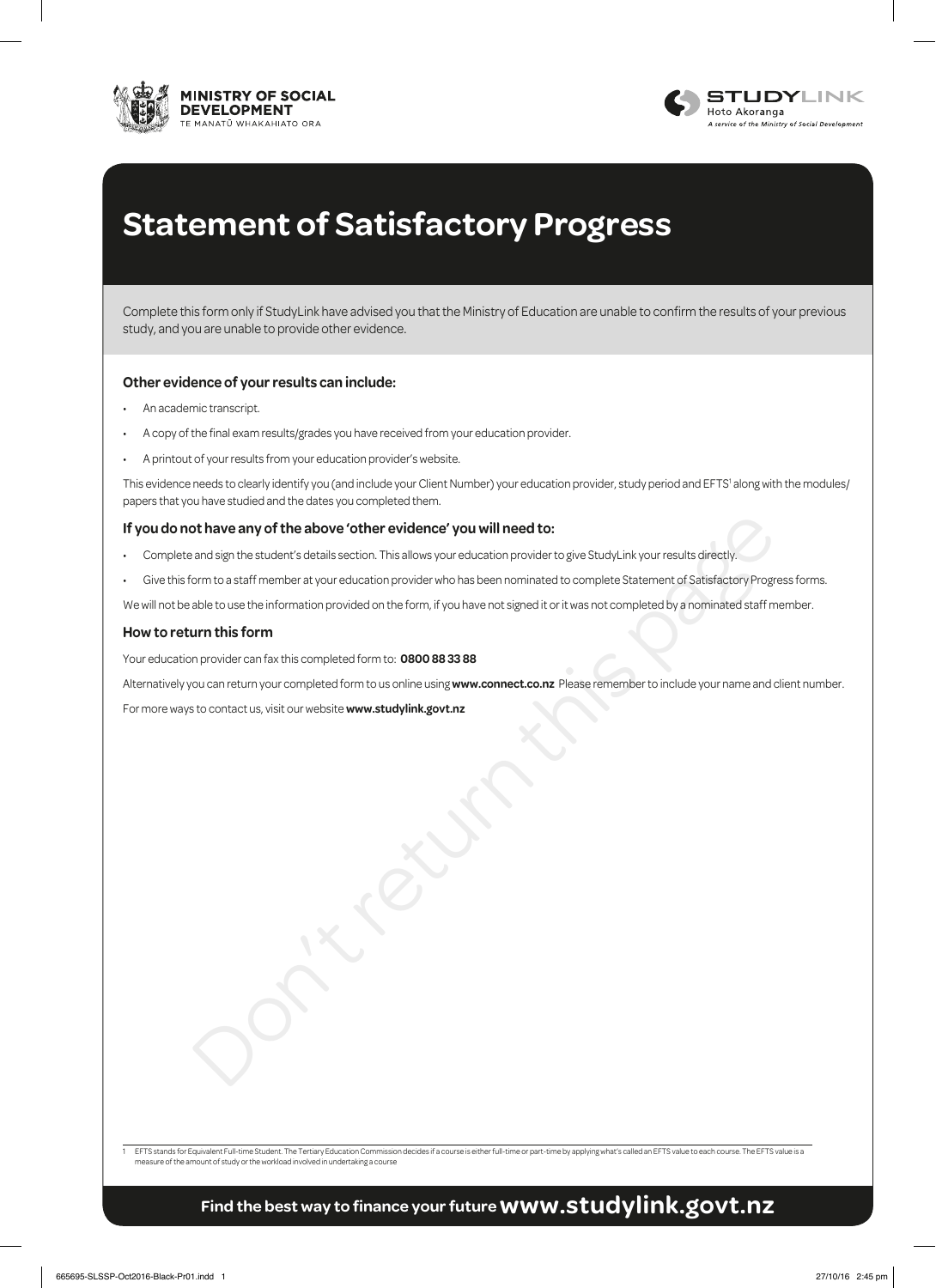# Statement of Satisfactory Progress

Complete this form only if StudyLink have advised you that the Ministry of Education are unable to confirm the results of your previous study, and you are unable to provide other evidence.

### Other evidence of your results can include:

- An academic transcript.
- A copy of the final exam results/grades you have received from your education provider.
- A printout of your results from your education provider's website.

This evidence needs to clearly identify you (and include your Client Number) your education provider, study period and EFTS[1] along with the modules/papers that you have studied and the dates you completed them.

### If you do not have any of the above 'other evidence' you will need to:

- Complete and sign the student's details section. This allows your education provider to give StudyLink your results directly.
- Give this form to a staff member at your education provider who has been nominated to complete Statement of Satisfactory Progress forms.

We will not be able to use the information provided on the form, if you have not signed it or it was not completed by a nominated staff member.

### How to return this form

Your education provider can fax this completed form to: **0800 88 33 88**

Alternatively you can return your completed form to us online using **www.connect.co.nz** Please remember to include your name and client number.

For more ways to contact us, visit our website **www.studylink.govt.nz**

Don't return this page

[1] EFTS stands for Equivalent Full-time Student. The Tertiary Education Commission decides if a course is either full-time or part-time by applying what's called an EFTS value to each course. The EFTS value is a measure of the amount of study or the workload involved in undertaking a course

**Find the best way to finance your future www.studylink.govt.nz**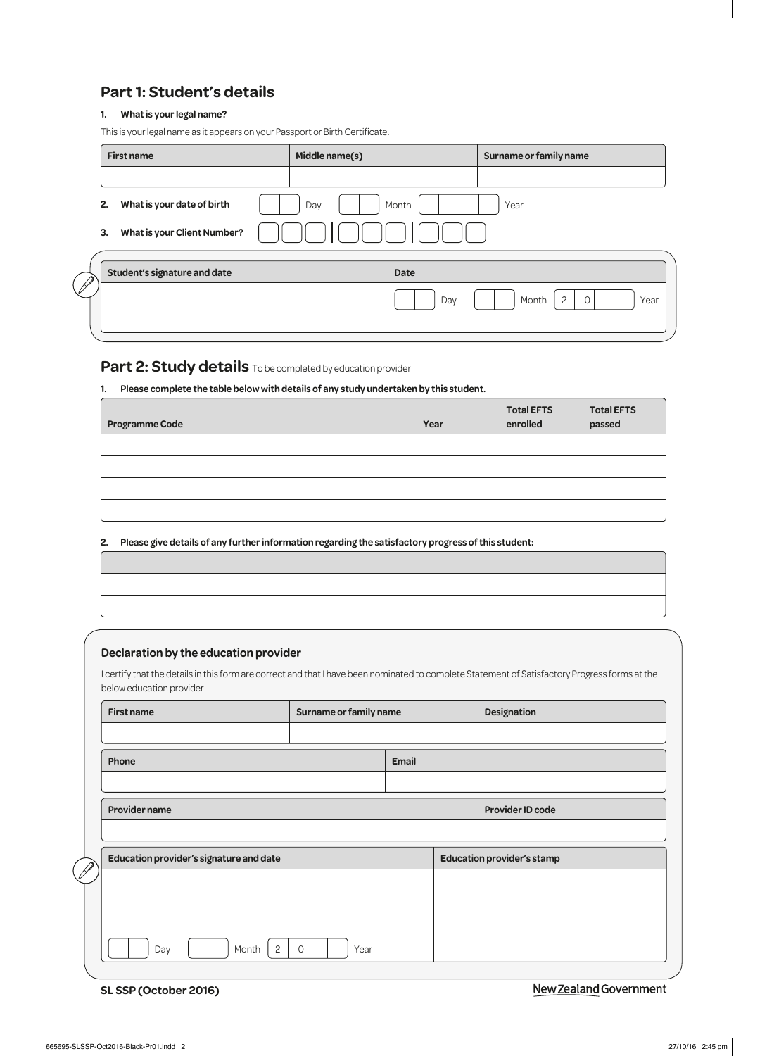## Part 1: Student's details

**1. What is your legal name?**

This is your legal name as it appears on your Passport or Birth Certificate.

| First name | Middle name(s) | Surname or family name |
| --- | --- | --- |
| | | |

**2. What is your date of birth** Day Month Year

**3. What is your Client Number?**

| Student's signature and date | Date |
| --- | --- |
| | Day Month 2 0 Year |

## Part 2: Study details To be completed by education provider

**1. Please complete the table below with details of any study undertaken by this student.**

| Programme Code | Year | Total EFTS enrolled | Total EFTS passed |
| --- | --- | --- | --- |
| | | | |
| | | | |
| | | | |
| | | | |

**2. Please give details of any further information regarding the satisfactory progress of this student:**

| |
| --- |
| |
| |

### Declaration by the education provider

I certify that the details in this form are correct and that I have been nominated to complete Statement of Satisfactory Progress forms at the below education provider

| First name | Surname or family name | Designation |
| --- | --- | --- |
| | | |

| Phone | Email |
| --- | --- |
| | |

| Provider name | Provider ID code |
| --- | --- |
| | |

| Education provider's signature and date | Education provider's stamp |
| --- | --- |
| Day Month 2 0 Year | |

**SL SSP (October 2016)**

New Zealand Government